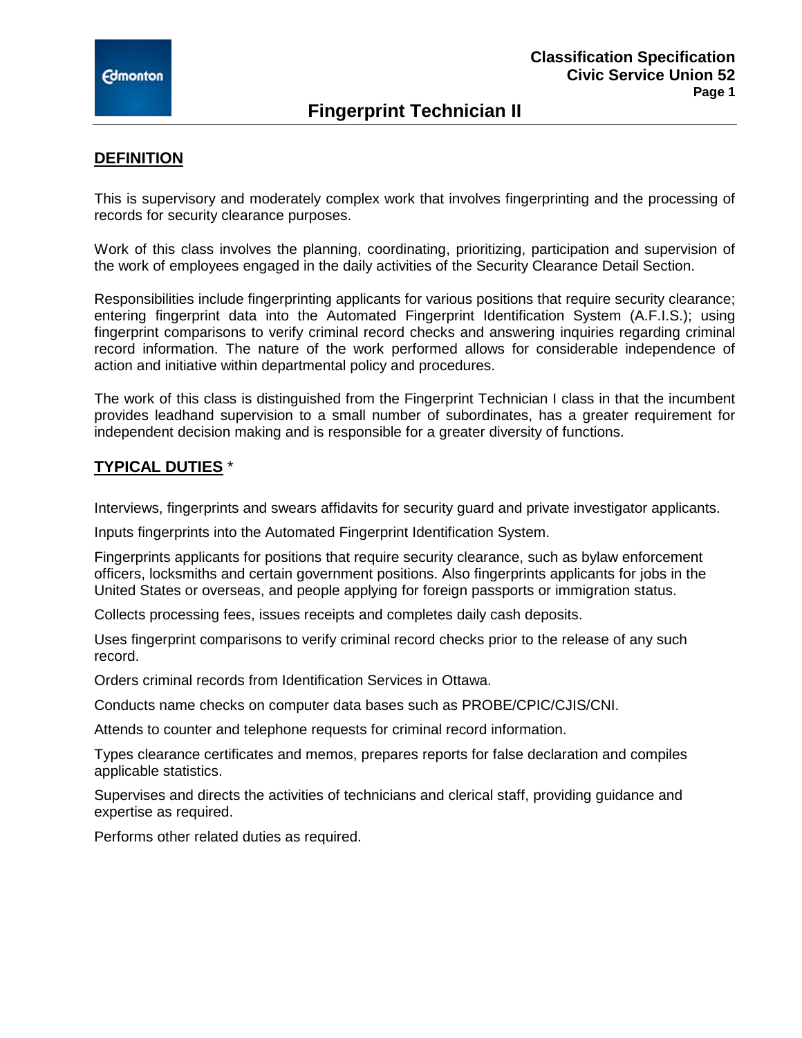# Fingerprint Technician II

## DEFINITION

This is supervisory and moderately complex work that involves fingerprinting and the processing of records for security clearance purposes.

Work of this class involves the planning, coordinating, prioritizing, participation and supervision of the work of employees engaged in the daily activities of the Security Clearance Detail Section.

Responsibilities include fingerprinting applicants for various positions that require security clearance; entering fingerprint data into the Automated Fingerprint Identification System (A.F.I.S.); using fingerprint comparisons to verify criminal record checks and answering inquiries regarding criminal record information. The nature of the work performed allows for considerable independence of action and initiative within departmental policy and procedures.

The work of this class is distinguished from the Fingerprint Technician I class in that the incumbent provides leadhand supervision to a small number of subordinates, has a greater requirement for independent decision making and is responsible for a greater diversity of functions.

## TYPICAL DUTIES *

Interviews, fingerprints and swears affidavits for security guard and private investigator applicants.

Inputs fingerprints into the Automated Fingerprint Identification System.

Fingerprints applicants for positions that require security clearance, such as bylaw enforcement officers, locksmiths and certain government positions. Also fingerprints applicants for jobs in the United States or overseas, and people applying for foreign passports or immigration status.

Collects processing fees, issues receipts and completes daily cash deposits.

Uses fingerprint comparisons to verify criminal record checks prior to the release of any such record.

Orders criminal records from Identification Services in Ottawa.

Conducts name checks on computer data bases such as PROBE/CPIC/CJIS/CNI.

Attends to counter and telephone requests for criminal record information.

Types clearance certificates and memos, prepares reports for false declaration and compiles applicable statistics.

Supervises and directs the activities of technicians and clerical staff, providing guidance and expertise as required.

Performs other related duties as required.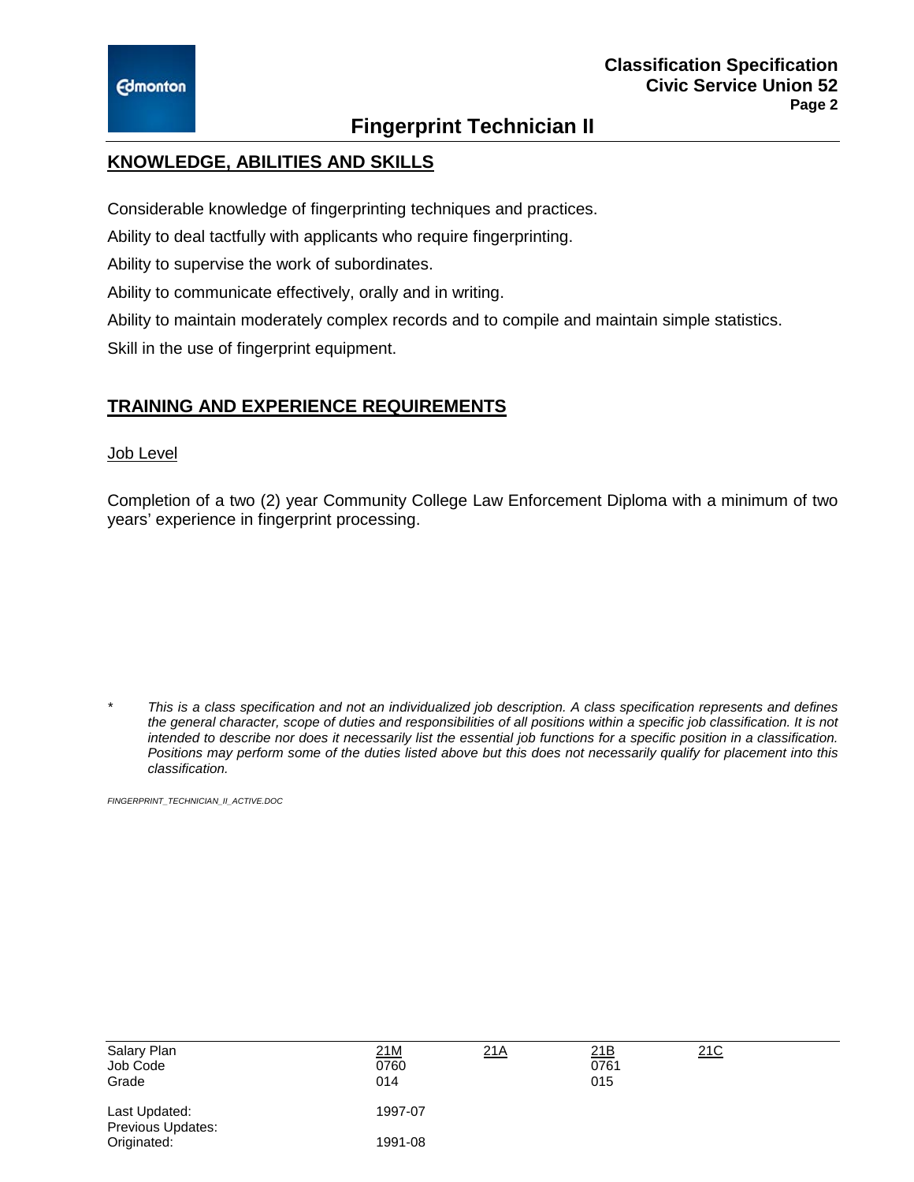## KNOWLEDGE, ABILITIES AND SKILLS

Considerable knowledge of fingerprinting techniques and practices.

Ability to deal tactfully with applicants who require fingerprinting.

Ability to supervise the work of subordinates.

Ability to communicate effectively, orally and in writing.

Ability to maintain moderately complex records and to compile and maintain simple statistics.

Skill in the use of fingerprint equipment.

## TRAINING AND EXPERIENCE REQUIREMENTS

Job Level

Completion of a two (2) year Community College Law Enforcement Diploma with a minimum of two years' experience in fingerprint processing.

\* *This is a class specification and not an individualized job description. A class specification represents and defines the general character, scope of duties and responsibilities of all positions within a specific job classification. It is not intended to describe nor does it necessarily list the essential job functions for a specific position in a classification. Positions may perform some of the duties listed above but this does not necessarily qualify for placement into this classification.*

*FINGERPRINT_TECHNICIAN_II_ACTIVE.DOC*

| | | | | |
|---|---|---|---|---|
| Salary Plan | 21M | 21A | 21B | 21C |
| Job Code | 0760 | | 0761 | |
| Grade | 014 | | 015 | |
| Last Updated: | 1997-07 | | | |
| Previous Updates: | | | | |
| Originated: | 1991-08 | | | |